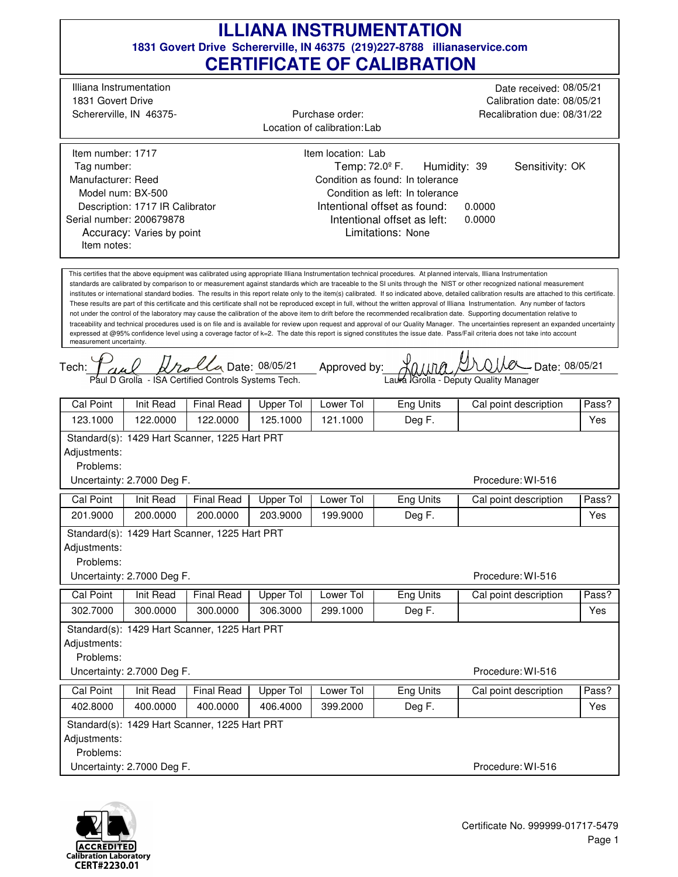# ILLIANA INSTRUMENTATION

**1831 Govert Drive Schererville, IN 46375 (219)227-8788 illianaservice.com**

## CERTIFICATE OF CALIBRATION

Illiana Instrumentation
1831 Govert Drive
Schererville, IN 46375-

Purchase order:
Location of calibration: Lab

Date received: 08/05/21
Calibration date: 08/05/21
Recalibration due: 08/31/22

Item number: 1717
Tag number:
Manufacturer: Reed
Model num: BX-500
Description: 1717 IR Calibrator
Serial number: 200679878
Accuracy: Varies by point
Item notes:

Item location: Lab
Temp: 72.0º F. Humidity: 39 Sensitivity: OK
Condition as found: In tolerance
Condition as left: In tolerance
Intentional offset as found: 0.0000
Intentional offset as left: 0.0000
Limitations: None

This certifies that the above equipment was calibrated using appropriate Illiana Instrumentation technical procedures. At planned intervals, Illiana Instrumentation standards are calibrated by comparison to or measurement against standards which are traceable to the SI units through the NIST or other recognized national measurement institutes or international standard bodies. The results in this report relate only to the item(s) calibrated. If so indicated above, detailed calibration results are attached to this certificate. These results are part of this certificate and this certificate shall not be reproduced except in full, without the written approval of Illiana Instrumentation. Any number of factors not under the control of the laboratory may cause the calibration of the above item to drift before the recommended recalibration date. Supporting documentation relative to traceability and technical procedures used is on file and is available for review upon request and approval of our Quality Manager. The uncertainties represent an expanded uncertainty expressed at @95% confidence level using a coverage factor of k=2. The date this report is signed constitutes the issue date. Pass/Fail criteria does not take into account measurement uncertainty.

Tech: Paul D Grolla - ISA Certified Controls Systems Tech. Date: 08/05/21

Approved by: Laura Grolla - Deputy Quality Manager Date: 08/05/21

| Cal Point | Init Read | Final Read | Upper Tol | Lower Tol | Eng Units | Cal point description | Pass? |
|---|---|---|---|---|---|---|---|
| 123.1000 | 122.0000 | 122.0000 | 125.1000 | 121.1000 | Deg F. | | Yes |

Standard(s): 1429 Hart Scanner, 1225 Hart PRT
Adjustments:
Problems:
Uncertainty: 2.7000 Deg F. Procedure: WI-516

| Cal Point | Init Read | Final Read | Upper Tol | Lower Tol | Eng Units | Cal point description | Pass? |
|---|---|---|---|---|---|---|---|
| 201.9000 | 200.0000 | 200.0000 | 203.9000 | 199.9000 | Deg F. | | Yes |

Standard(s): 1429 Hart Scanner, 1225 Hart PRT
Adjustments:
Problems:
Uncertainty: 2.7000 Deg F. Procedure: WI-516

| Cal Point | Init Read | Final Read | Upper Tol | Lower Tol | Eng Units | Cal point description | Pass? |
|---|---|---|---|---|---|---|---|
| 302.7000 | 300.0000 | 300.0000 | 306.3000 | 299.1000 | Deg F. | | Yes |

Standard(s): 1429 Hart Scanner, 1225 Hart PRT
Adjustments:
Problems:
Uncertainty: 2.7000 Deg F. Procedure: WI-516

| Cal Point | Init Read | Final Read | Upper Tol | Lower Tol | Eng Units | Cal point description | Pass? |
|---|---|---|---|---|---|---|---|
| 402.8000 | 400.0000 | 400.0000 | 406.4000 | 399.2000 | Deg F. | | Yes |

Standard(s): 1429 Hart Scanner, 1225 Hart PRT
Adjustments:
Problems:
Uncertainty: 2.7000 Deg F. Procedure: WI-516

ACCREDITED Calibration Laboratory CERT#2230.01

Certificate No. 999999-01717-5479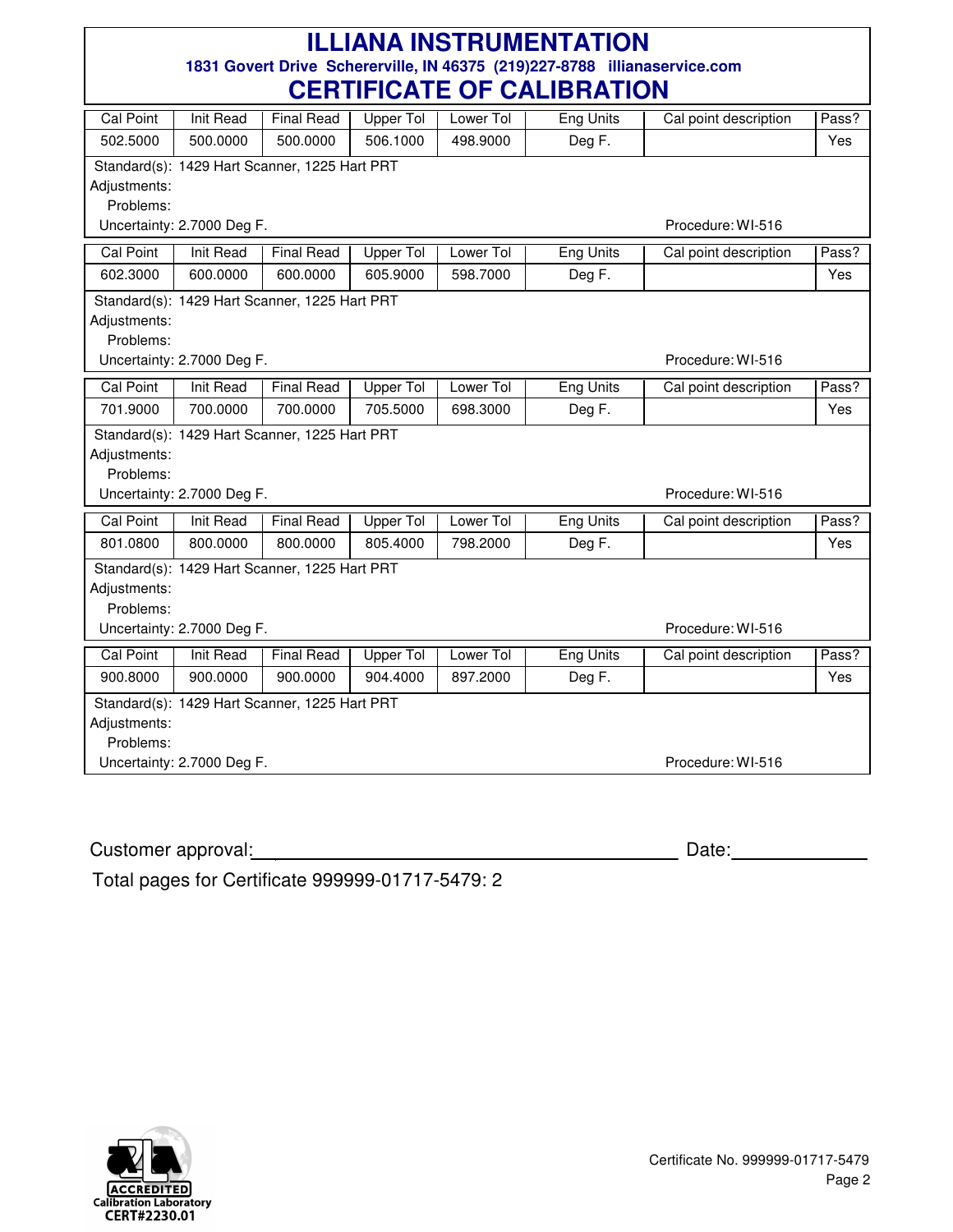# ILLIANA INSTRUMENTATION

**1831 Govert Drive Schererville, IN 46375 (219)227-8788 illianaservice.com**

# CERTIFICATE OF CALIBRATION

| Cal Point | Init Read | Final Read | Upper Tol | Lower Tol | Eng Units | Cal point description | Pass? |
|---|---|---|---|---|---|---|---|
| 502.5000 | 500.0000 | 500.0000 | 506.1000 | 498.9000 | Deg F. | | Yes |

Standard(s): 1429 Hart Scanner, 1225 Hart PRT
Adjustments:
Problems:
Uncertainty: 2.7000 Deg F. Procedure: WI-516

| Cal Point | Init Read | Final Read | Upper Tol | Lower Tol | Eng Units | Cal point description | Pass? |
|---|---|---|---|---|---|---|---|
| 602.3000 | 600.0000 | 600.0000 | 605.9000 | 598.7000 | Deg F. | | Yes |

Standard(s): 1429 Hart Scanner, 1225 Hart PRT
Adjustments:
Problems:
Uncertainty: 2.7000 Deg F. Procedure: WI-516

| Cal Point | Init Read | Final Read | Upper Tol | Lower Tol | Eng Units | Cal point description | Pass? |
|---|---|---|---|---|---|---|---|
| 701.9000 | 700.0000 | 700.0000 | 705.5000 | 698.3000 | Deg F. | | Yes |

Standard(s): 1429 Hart Scanner, 1225 Hart PRT
Adjustments:
Problems:
Uncertainty: 2.7000 Deg F. Procedure: WI-516

| Cal Point | Init Read | Final Read | Upper Tol | Lower Tol | Eng Units | Cal point description | Pass? |
|---|---|---|---|---|---|---|---|
| 801.0800 | 800.0000 | 800.0000 | 805.4000 | 798.2000 | Deg F. | | Yes |

Standard(s): 1429 Hart Scanner, 1225 Hart PRT
Adjustments:
Problems:
Uncertainty: 2.7000 Deg F. Procedure: WI-516

| Cal Point | Init Read | Final Read | Upper Tol | Lower Tol | Eng Units | Cal point description | Pass? |
|---|---|---|---|---|---|---|---|
| 900.8000 | 900.0000 | 900.0000 | 904.4000 | 897.2000 | Deg F. | | Yes |

Standard(s): 1429 Hart Scanner, 1225 Hart PRT
Adjustments:
Problems:
Uncertainty: 2.7000 Deg F. Procedure: WI-516

Customer approval:________________________________________ Date:____________

Total pages for Certificate 999999-01717-5479: 2

ACCREDITED
Calibration Laboratory
CERT#2230.01

Certificate No. 999999-01717-5479